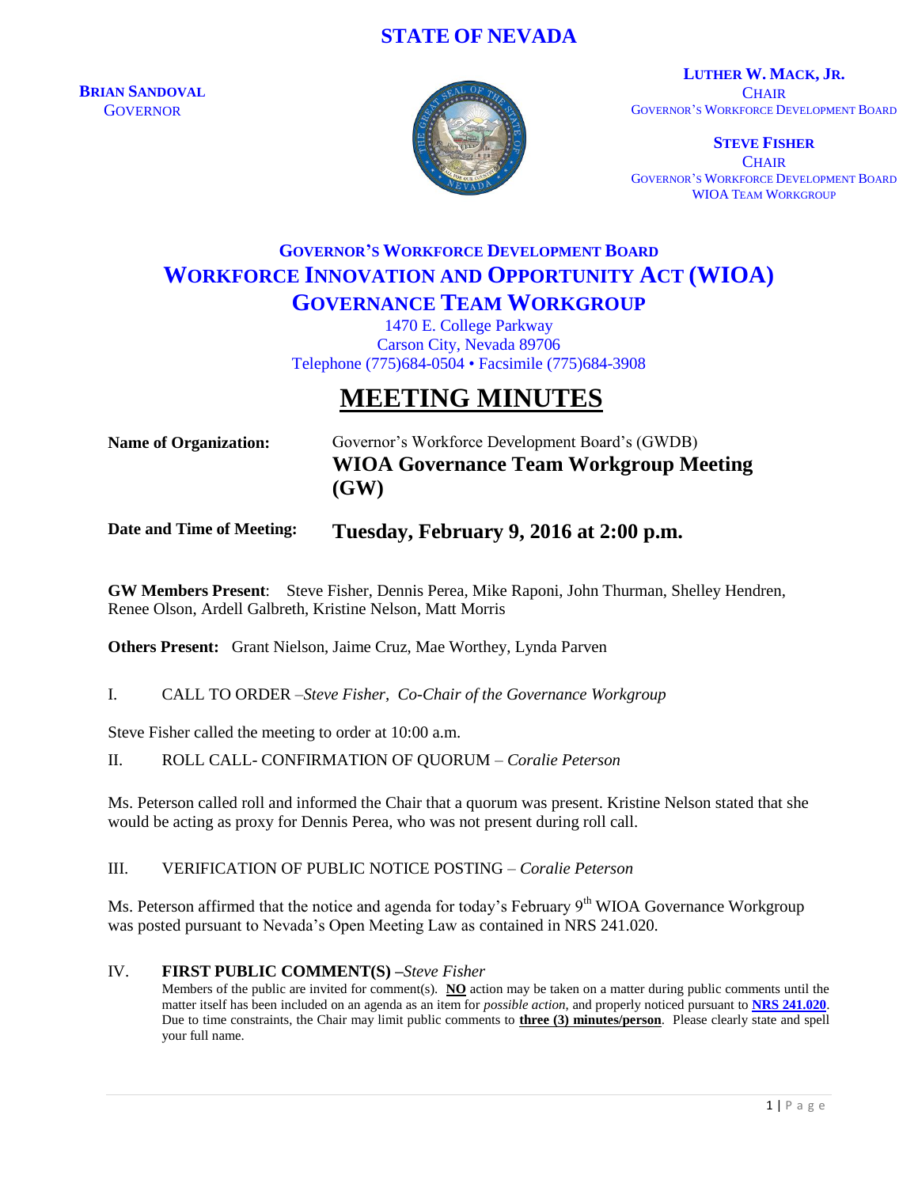# STATE OF NEVADA

**BRIAN SANDOVAL**
GOVERNOR

**LUTHER W. MACK, JR.**
CHAIR
GOVERNOR'S WORKFORCE DEVELOPMENT BOARD

**STEVE FISHER**
CHAIR
GOVERNOR'S WORKFORCE DEVELOPMENT BOARD
WIOA TEAM WORKGROUP

## GOVERNOR'S WORKFORCE DEVELOPMENT BOARD
## WORKFORCE INNOVATION AND OPPORTUNITY ACT (WIOA)
## GOVERNANCE TEAM WORKGROUP

1470 E. College Parkway
Carson City, Nevada 89706
Telephone (775)684-0504 • Facsimile (775)684-3908

# MEETING MINUTES

**Name of Organization:** Governor's Workforce Development Board's (GWDB) **WIOA Governance Team Workgroup Meeting (GW)**

**Date and Time of Meeting:** **Tuesday, February 9, 2016 at 2:00 p.m.**

**GW Members Present**: Steve Fisher, Dennis Perea, Mike Raponi, John Thurman, Shelley Hendren, Renee Olson, Ardell Galbreth, Kristine Nelson, Matt Morris

**Others Present:** Grant Nielson, Jaime Cruz, Mae Worthey, Lynda Parven

I. CALL TO ORDER –*Steve Fisher, Co-Chair of the Governance Workgroup*

Steve Fisher called the meeting to order at 10:00 a.m.

II. ROLL CALL- CONFIRMATION OF QUORUM – *Coralie Peterson*

Ms. Peterson called roll and informed the Chair that a quorum was present. Kristine Nelson stated that she would be acting as proxy for Dennis Perea, who was not present during roll call.

III. VERIFICATION OF PUBLIC NOTICE POSTING – *Coralie Peterson*

Ms. Peterson affirmed that the notice and agenda for today's February 9th WIOA Governance Workgroup was posted pursuant to Nevada's Open Meeting Law as contained in NRS 241.020.

IV. **FIRST PUBLIC COMMENT(S)** –*Steve Fisher*

Members of the public are invited for comment(s). **NO** action may be taken on a matter during public comments until the matter itself has been included on an agenda as an item for *possible action*, and properly noticed pursuant to **NRS 241.020**. Due to time constraints, the Chair may limit public comments to **three (3) minutes/person**. Please clearly state and spell your full name.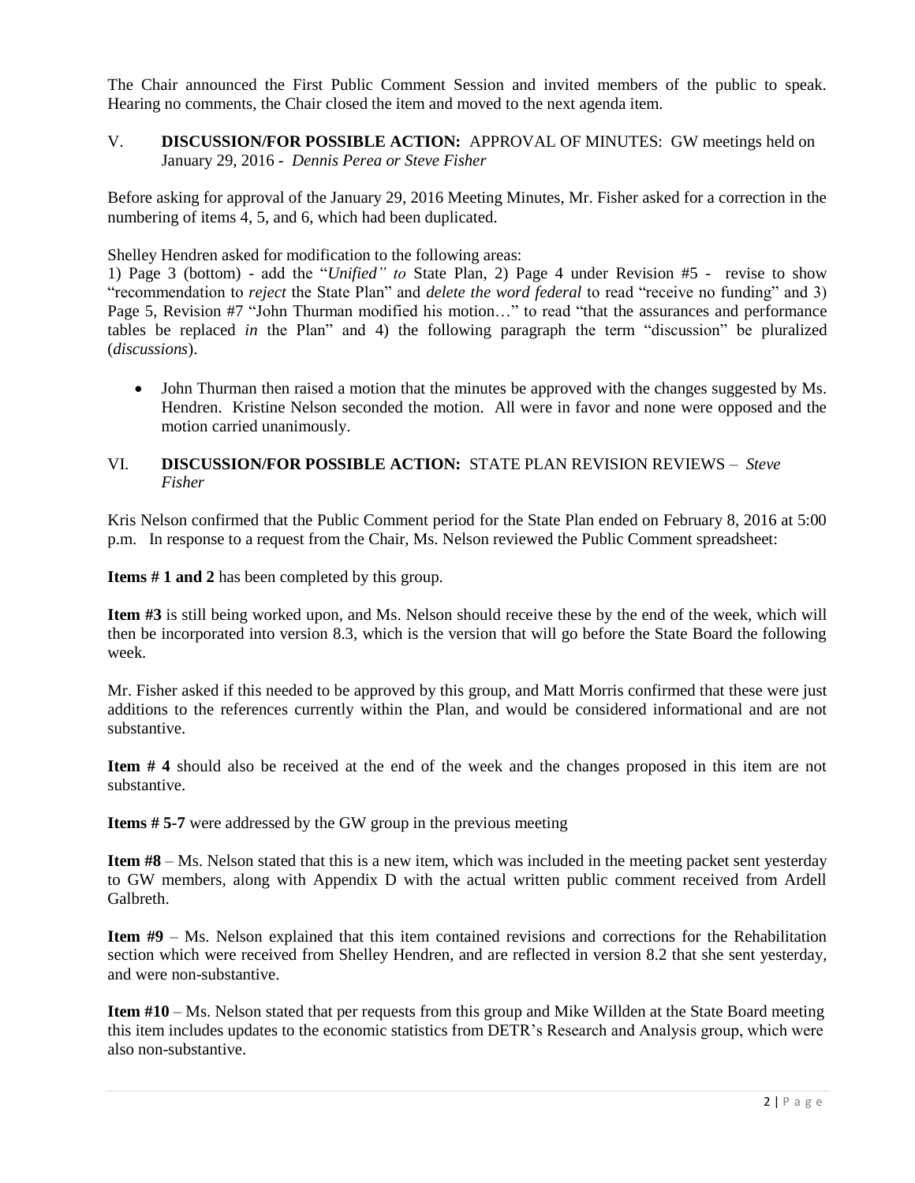The Chair announced the First Public Comment Session and invited members of the public to speak. Hearing no comments, the Chair closed the item and moved to the next agenda item.

V. **DISCUSSION/FOR POSSIBLE ACTION:** APPROVAL OF MINUTES: GW meetings held on January 29, 2016 - *Dennis Perea or Steve Fisher*

Before asking for approval of the January 29, 2016 Meeting Minutes, Mr. Fisher asked for a correction in the numbering of items 4, 5, and 6, which had been duplicated.

Shelley Hendren asked for modification to the following areas:
1) Page 3 (bottom) - add the "*Unified" to* State Plan, 2) Page 4 under Revision #5 - revise to show "recommendation to *reject* the State Plan" and *delete the word federal* to read "receive no funding" and 3) Page 5, Revision #7 "John Thurman modified his motion…" to read "that the assurances and performance tables be replaced *in* the Plan" and 4) the following paragraph the term "discussion" be pluralized (*discussions*).

- John Thurman then raised a motion that the minutes be approved with the changes suggested by Ms. Hendren. Kristine Nelson seconded the motion. All were in favor and none were opposed and the motion carried unanimously.

VI. **DISCUSSION/FOR POSSIBLE ACTION:** STATE PLAN REVISION REVIEWS – *Steve Fisher*

Kris Nelson confirmed that the Public Comment period for the State Plan ended on February 8, 2016 at 5:00 p.m. In response to a request from the Chair, Ms. Nelson reviewed the Public Comment spreadsheet:

**Items # 1 and 2** has been completed by this group.

**Item #3** is still being worked upon, and Ms. Nelson should receive these by the end of the week, which will then be incorporated into version 8.3, which is the version that will go before the State Board the following week.

Mr. Fisher asked if this needed to be approved by this group, and Matt Morris confirmed that these were just additions to the references currently within the Plan, and would be considered informational and are not substantive.

**Item # 4** should also be received at the end of the week and the changes proposed in this item are not substantive.

**Items # 5-7** were addressed by the GW group in the previous meeting

**Item #8** – Ms. Nelson stated that this is a new item, which was included in the meeting packet sent yesterday to GW members, along with Appendix D with the actual written public comment received from Ardell Galbreth.

**Item #9** – Ms. Nelson explained that this item contained revisions and corrections for the Rehabilitation section which were received from Shelley Hendren, and are reflected in version 8.2 that she sent yesterday, and were non-substantive.

**Item #10** – Ms. Nelson stated that per requests from this group and Mike Willden at the State Board meeting this item includes updates to the economic statistics from DETR's Research and Analysis group, which were also non-substantive.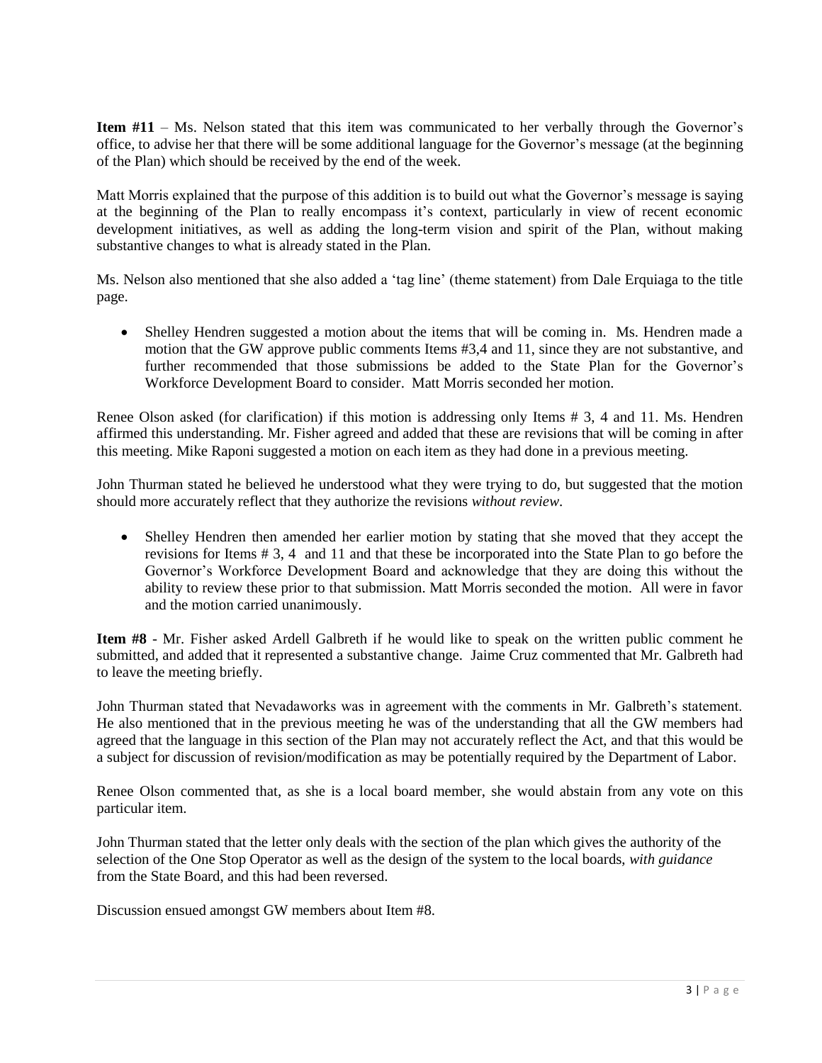**Item #11** – Ms. Nelson stated that this item was communicated to her verbally through the Governor's office, to advise her that there will be some additional language for the Governor's message (at the beginning of the Plan) which should be received by the end of the week.

Matt Morris explained that the purpose of this addition is to build out what the Governor's message is saying at the beginning of the Plan to really encompass it's context, particularly in view of recent economic development initiatives, as well as adding the long-term vision and spirit of the Plan, without making substantive changes to what is already stated in the Plan.

Ms. Nelson also mentioned that she also added a 'tag line' (theme statement) from Dale Erquiaga to the title page.

- Shelley Hendren suggested a motion about the items that will be coming in. Ms. Hendren made a motion that the GW approve public comments Items #3,4 and 11, since they are not substantive, and further recommended that those submissions be added to the State Plan for the Governor's Workforce Development Board to consider. Matt Morris seconded her motion.

Renee Olson asked (for clarification) if this motion is addressing only Items # 3, 4 and 11. Ms. Hendren affirmed this understanding. Mr. Fisher agreed and added that these are revisions that will be coming in after this meeting. Mike Raponi suggested a motion on each item as they had done in a previous meeting.

John Thurman stated he believed he understood what they were trying to do, but suggested that the motion should more accurately reflect that they authorize the revisions *without review*.

- Shelley Hendren then amended her earlier motion by stating that she moved that they accept the revisions for Items # 3, 4 and 11 and that these be incorporated into the State Plan to go before the Governor's Workforce Development Board and acknowledge that they are doing this without the ability to review these prior to that submission. Matt Morris seconded the motion. All were in favor and the motion carried unanimously.

**Item #8** - Mr. Fisher asked Ardell Galbreth if he would like to speak on the written public comment he submitted, and added that it represented a substantive change. Jaime Cruz commented that Mr. Galbreth had to leave the meeting briefly.

John Thurman stated that Nevadaworks was in agreement with the comments in Mr. Galbreth's statement. He also mentioned that in the previous meeting he was of the understanding that all the GW members had agreed that the language in this section of the Plan may not accurately reflect the Act, and that this would be a subject for discussion of revision/modification as may be potentially required by the Department of Labor.

Renee Olson commented that, as she is a local board member, she would abstain from any vote on this particular item.

John Thurman stated that the letter only deals with the section of the plan which gives the authority of the selection of the One Stop Operator as well as the design of the system to the local boards, *with guidance* from the State Board, and this had been reversed.

Discussion ensued amongst GW members about Item #8.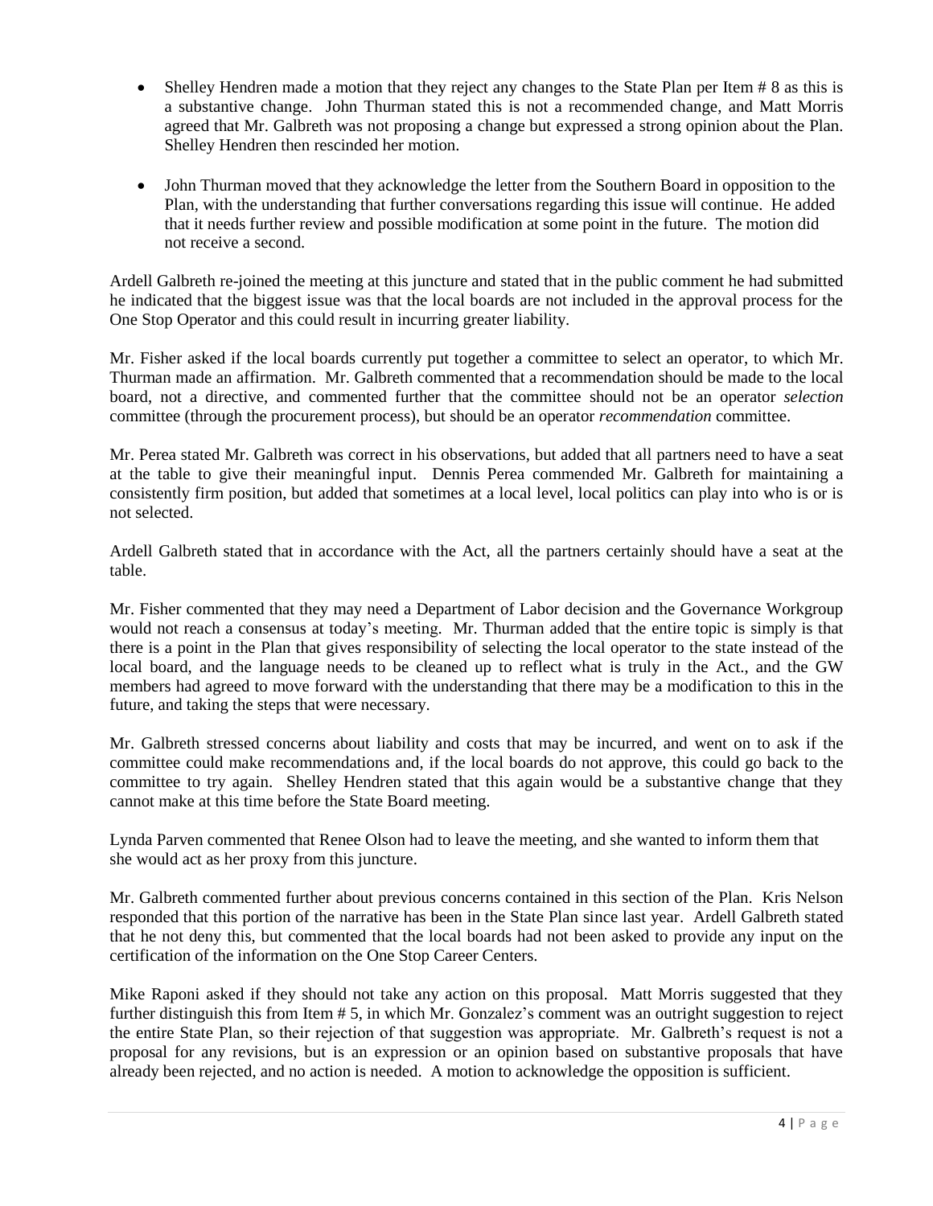- Shelley Hendren made a motion that they reject any changes to the State Plan per Item # 8 as this is a substantive change. John Thurman stated this is not a recommended change, and Matt Morris agreed that Mr. Galbreth was not proposing a change but expressed a strong opinion about the Plan. Shelley Hendren then rescinded her motion.

- John Thurman moved that they acknowledge the letter from the Southern Board in opposition to the Plan, with the understanding that further conversations regarding this issue will continue. He added that it needs further review and possible modification at some point in the future. The motion did not receive a second.

Ardell Galbreth re-joined the meeting at this juncture and stated that in the public comment he had submitted he indicated that the biggest issue was that the local boards are not included in the approval process for the One Stop Operator and this could result in incurring greater liability.

Mr. Fisher asked if the local boards currently put together a committee to select an operator, to which Mr. Thurman made an affirmation. Mr. Galbreth commented that a recommendation should be made to the local board, not a directive, and commented further that the committee should not be an operator *selection* committee (through the procurement process), but should be an operator *recommendation* committee.

Mr. Perea stated Mr. Galbreth was correct in his observations, but added that all partners need to have a seat at the table to give their meaningful input. Dennis Perea commended Mr. Galbreth for maintaining a consistently firm position, but added that sometimes at a local level, local politics can play into who is or is not selected.

Ardell Galbreth stated that in accordance with the Act, all the partners certainly should have a seat at the table.

Mr. Fisher commented that they may need a Department of Labor decision and the Governance Workgroup would not reach a consensus at today's meeting. Mr. Thurman added that the entire topic is simply is that there is a point in the Plan that gives responsibility of selecting the local operator to the state instead of the local board, and the language needs to be cleaned up to reflect what is truly in the Act., and the GW members had agreed to move forward with the understanding that there may be a modification to this in the future, and taking the steps that were necessary.

Mr. Galbreth stressed concerns about liability and costs that may be incurred, and went on to ask if the committee could make recommendations and, if the local boards do not approve, this could go back to the committee to try again. Shelley Hendren stated that this again would be a substantive change that they cannot make at this time before the State Board meeting.

Lynda Parven commented that Renee Olson had to leave the meeting, and she wanted to inform them that she would act as her proxy from this juncture.

Mr. Galbreth commented further about previous concerns contained in this section of the Plan. Kris Nelson responded that this portion of the narrative has been in the State Plan since last year. Ardell Galbreth stated that he not deny this, but commented that the local boards had not been asked to provide any input on the certification of the information on the One Stop Career Centers.

Mike Raponi asked if they should not take any action on this proposal. Matt Morris suggested that they further distinguish this from Item # 5, in which Mr. Gonzalez's comment was an outright suggestion to reject the entire State Plan, so their rejection of that suggestion was appropriate. Mr. Galbreth's request is not a proposal for any revisions, but is an expression or an opinion based on substantive proposals that have already been rejected, and no action is needed. A motion to acknowledge the opposition is sufficient.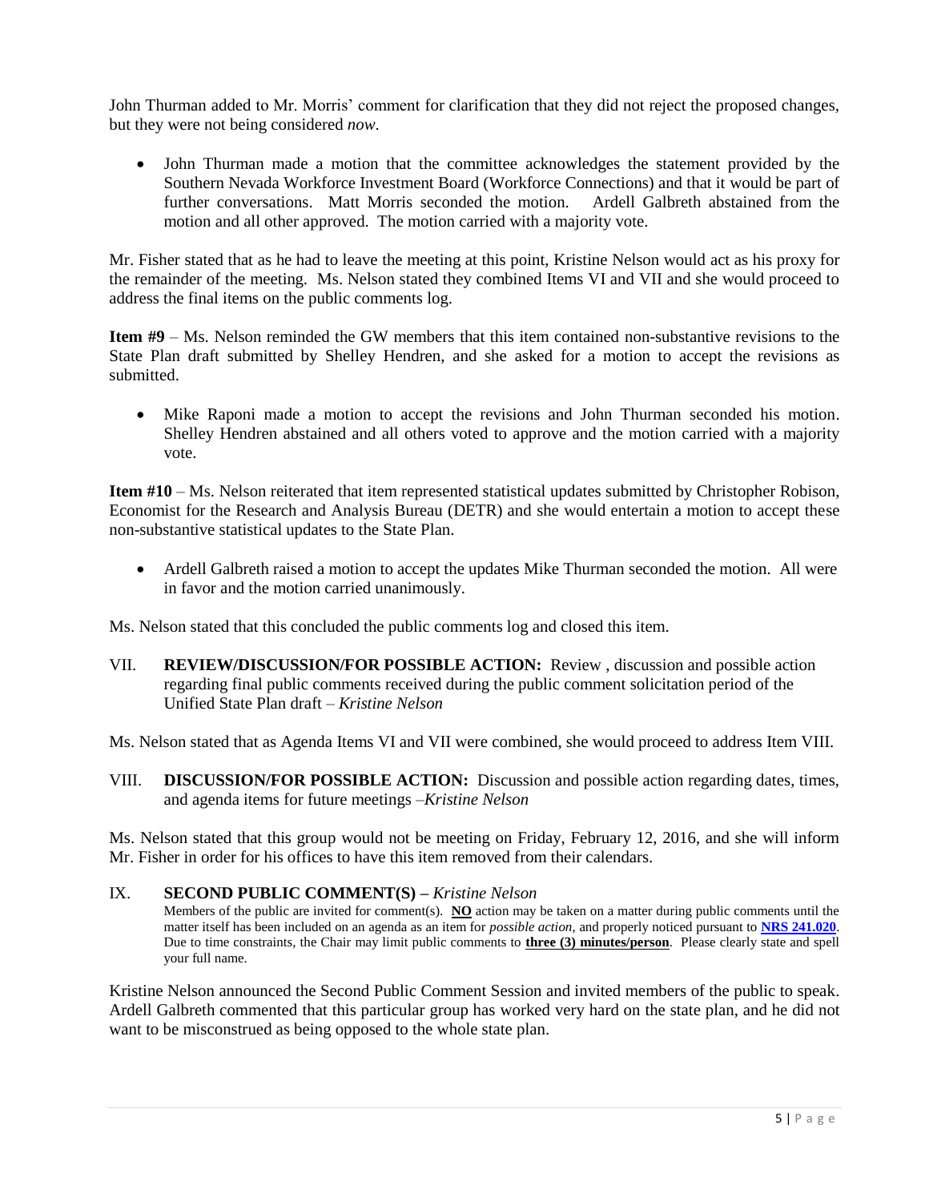John Thurman added to Mr. Morris' comment for clarification that they did not reject the proposed changes, but they were not being considered *now*.

- John Thurman made a motion that the committee acknowledges the statement provided by the Southern Nevada Workforce Investment Board (Workforce Connections) and that it would be part of further conversations. Matt Morris seconded the motion. Ardell Galbreth abstained from the motion and all other approved. The motion carried with a majority vote.

Mr. Fisher stated that as he had to leave the meeting at this point, Kristine Nelson would act as his proxy for the remainder of the meeting. Ms. Nelson stated they combined Items VI and VII and she would proceed to address the final items on the public comments log.

**Item #9** – Ms. Nelson reminded the GW members that this item contained non-substantive revisions to the State Plan draft submitted by Shelley Hendren, and she asked for a motion to accept the revisions as submitted.

- Mike Raponi made a motion to accept the revisions and John Thurman seconded his motion. Shelley Hendren abstained and all others voted to approve and the motion carried with a majority vote.

**Item #10** – Ms. Nelson reiterated that item represented statistical updates submitted by Christopher Robison, Economist for the Research and Analysis Bureau (DETR) and she would entertain a motion to accept these non-substantive statistical updates to the State Plan.

- Ardell Galbreth raised a motion to accept the updates Mike Thurman seconded the motion. All were in favor and the motion carried unanimously.

Ms. Nelson stated that this concluded the public comments log and closed this item.

VII. **REVIEW/DISCUSSION/FOR POSSIBLE ACTION:** Review , discussion and possible action regarding final public comments received during the public comment solicitation period of the Unified State Plan draft – *Kristine Nelson*

Ms. Nelson stated that as Agenda Items VI and VII were combined, she would proceed to address Item VIII.

VIII. **DISCUSSION/FOR POSSIBLE ACTION:** Discussion and possible action regarding dates, times, and agenda items for future meetings –*Kristine Nelson*

Ms. Nelson stated that this group would not be meeting on Friday, February 12, 2016, and she will inform Mr. Fisher in order for his offices to have this item removed from their calendars.

IX. **SECOND PUBLIC COMMENT(S) –** *Kristine Nelson*

Members of the public are invited for comment(s). **NO** action may be taken on a matter during public comments until the matter itself has been included on an agenda as an item for *possible action*, and properly noticed pursuant to **NRS 241.020**. Due to time constraints, the Chair may limit public comments to **three (3) minutes/person**. Please clearly state and spell your full name.

Kristine Nelson announced the Second Public Comment Session and invited members of the public to speak. Ardell Galbreth commented that this particular group has worked very hard on the state plan, and he did not want to be misconstrued as being opposed to the whole state plan.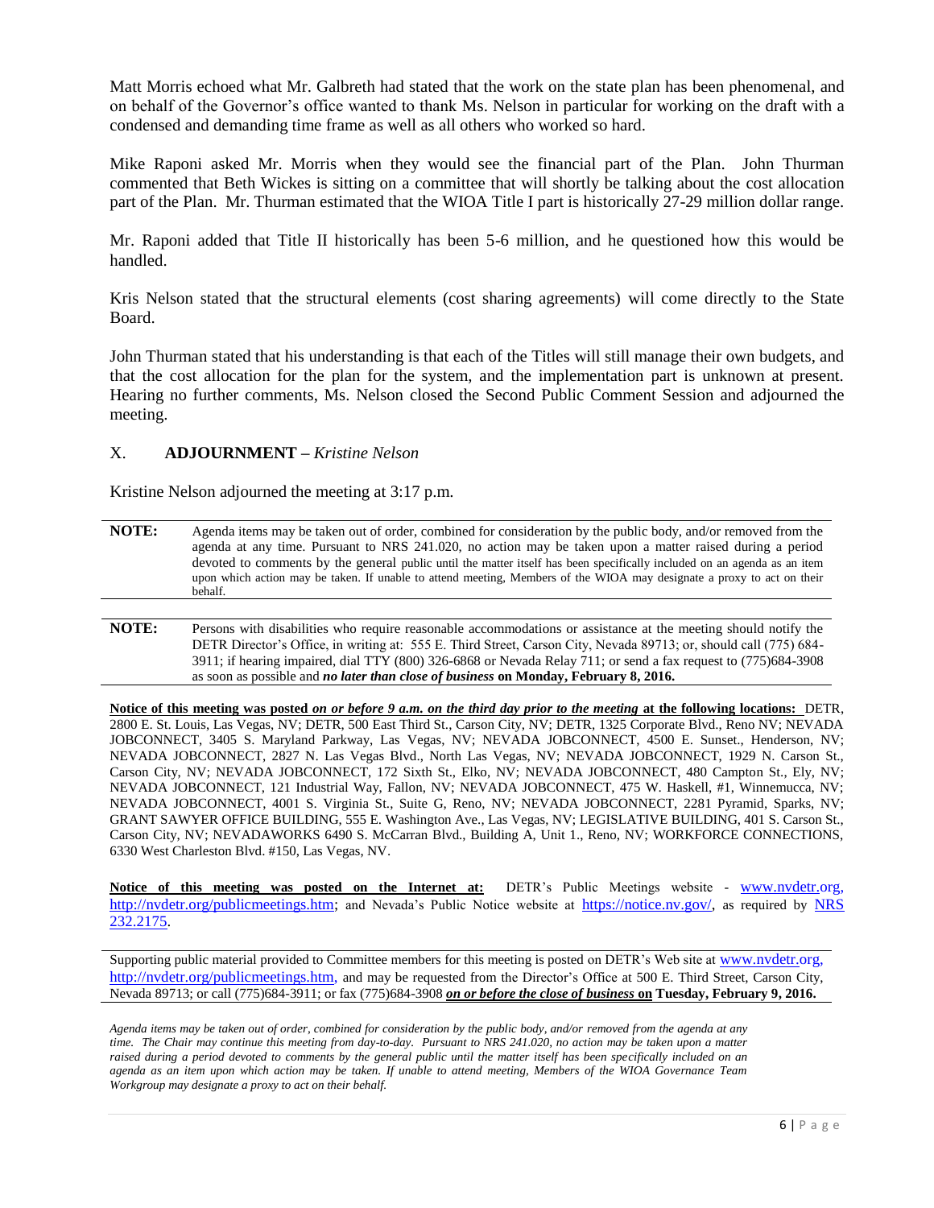Matt Morris echoed what Mr. Galbreth had stated that the work on the state plan has been phenomenal, and on behalf of the Governor's office wanted to thank Ms. Nelson in particular for working on the draft with a condensed and demanding time frame as well as all others who worked so hard.

Mike Raponi asked Mr. Morris when they would see the financial part of the Plan. John Thurman commented that Beth Wickes is sitting on a committee that will shortly be talking about the cost allocation part of the Plan. Mr. Thurman estimated that the WIOA Title I part is historically 27-29 million dollar range.

Mr. Raponi added that Title II historically has been 5-6 million, and he questioned how this would be handled.

Kris Nelson stated that the structural elements (cost sharing agreements) will come directly to the State Board.

John Thurman stated that his understanding is that each of the Titles will still manage their own budgets, and that the cost allocation for the plan for the system, and the implementation part is unknown at present. Hearing no further comments, Ms. Nelson closed the Second Public Comment Session and adjourned the meeting.

## X. **ADJOURNMENT** – *Kristine Nelson*

Kristine Nelson adjourned the meeting at 3:17 p.m.

**NOTE:** Agenda items may be taken out of order, combined for consideration by the public body, and/or removed from the agenda at any time. Pursuant to NRS 241.020, no action may be taken upon a matter raised during a period devoted to comments by the general public until the matter itself has been specifically included on an agenda as an item upon which action may be taken. If unable to attend meeting, Members of the WIOA may designate a proxy to act on their behalf.

**NOTE:** Persons with disabilities who require reasonable accommodations or assistance at the meeting should notify the DETR Director's Office, in writing at: 555 E. Third Street, Carson City, Nevada 89713; or, should call (775) 684-3911; if hearing impaired, dial TTY (800) 326-6868 or Nevada Relay 711; or send a fax request to (775)684-3908 as soon as possible and ***no later than close of business*** **on Monday, February 8, 2016.**

**Notice of this meeting was posted** ***on or before 9 a.m. on the third day prior to the meeting*** **at the following locations:** DETR, 2800 E. St. Louis, Las Vegas, NV; DETR, 500 East Third St., Carson City, NV; DETR, 1325 Corporate Blvd., Reno NV; NEVADA JOBCONNECT, 3405 S. Maryland Parkway, Las Vegas, NV; NEVADA JOBCONNECT, 4500 E. Sunset., Henderson, NV; NEVADA JOBCONNECT, 2827 N. Las Vegas Blvd., North Las Vegas, NV; NEVADA JOBCONNECT, 1929 N. Carson St., Carson City, NV; NEVADA JOBCONNECT, 172 Sixth St., Elko, NV; NEVADA JOBCONNECT, 480 Campton St., Ely, NV; NEVADA JOBCONNECT, 121 Industrial Way, Fallon, NV; NEVADA JOBCONNECT, 475 W. Haskell, #1, Winnemucca, NV; NEVADA JOBCONNECT, 4001 S. Virginia St., Suite G, Reno, NV; NEVADA JOBCONNECT, 2281 Pyramid, Sparks, NV; GRANT SAWYER OFFICE BUILDING, 555 E. Washington Ave., Las Vegas, NV; LEGISLATIVE BUILDING, 401 S. Carson St., Carson City, NV; NEVADAWORKS 6490 S. McCarran Blvd., Building A, Unit 1., Reno, NV; WORKFORCE CONNECTIONS, 6330 West Charleston Blvd. #150, Las Vegas, NV.

**Notice of this meeting was posted on the Internet at:** DETR's Public Meetings website - www.nvdetr.org, http://nvdetr.org/publicmeetings.htm; and Nevada's Public Notice website at https://notice.nv.gov/, as required by NRS 232.2175.

Supporting public material provided to Committee members for this meeting is posted on DETR's Web site at www.nvdetr.org, http://nvdetr.org/publicmeetings.htm, and may be requested from the Director's Office at 500 E. Third Street, Carson City, Nevada 89713; or call (775)684-3911; or fax (775)684-3908 ***on or before the close of business*** **on Tuesday, February 9, 2016.**

*Agenda items may be taken out of order, combined for consideration by the public body, and/or removed from the agenda at any time. The Chair may continue this meeting from day-to-day. Pursuant to NRS 241.020, no action may be taken upon a matter raised during a period devoted to comments by the general public until the matter itself has been specifically included on an agenda as an item upon which action may be taken. If unable to attend meeting, Members of the WIOA Governance Team Workgroup may designate a proxy to act on their behalf.*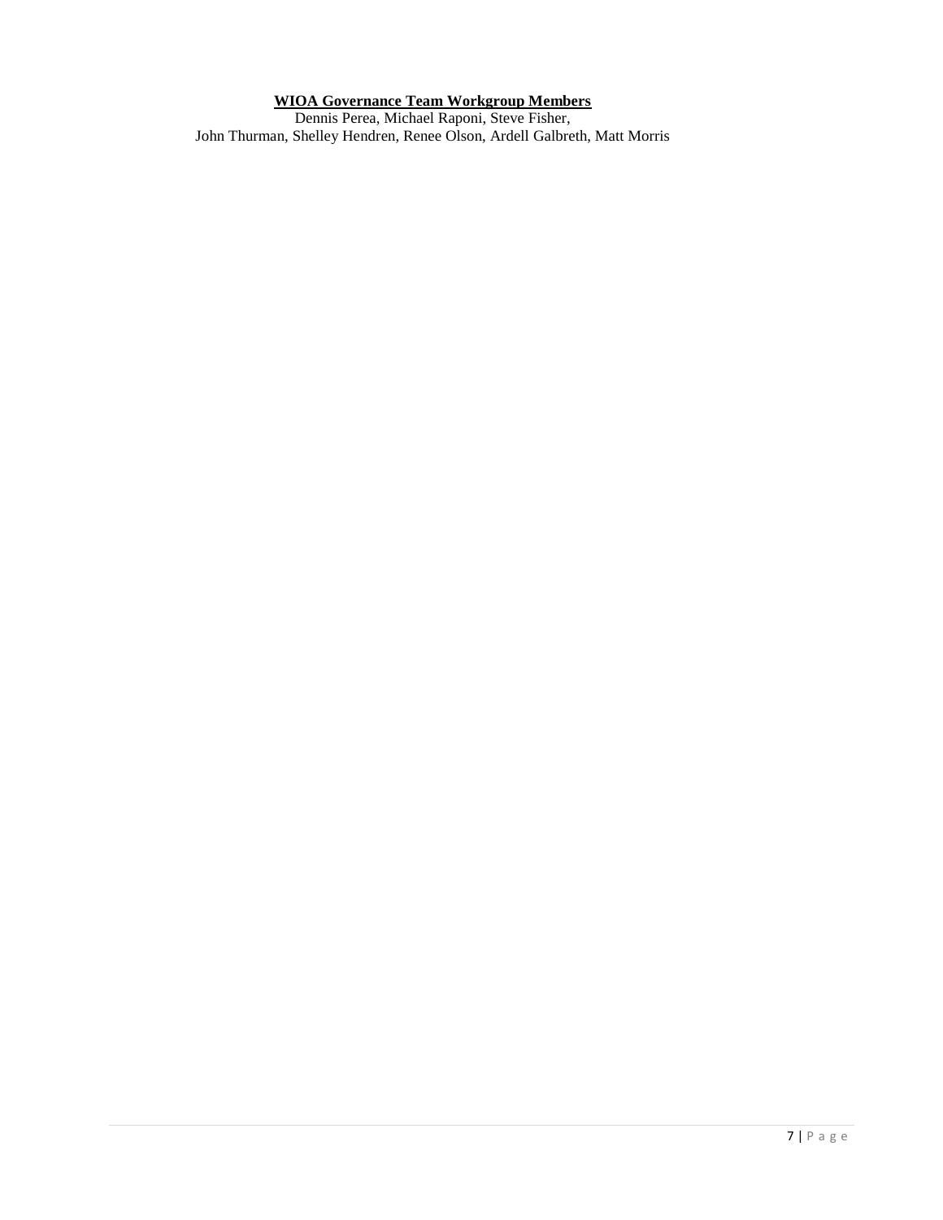**WIOA Governance Team Workgroup Members**

Dennis Perea, Michael Raponi, Steve Fisher,
John Thurman, Shelley Hendren, Renee Olson, Ardell Galbreth, Matt Morris